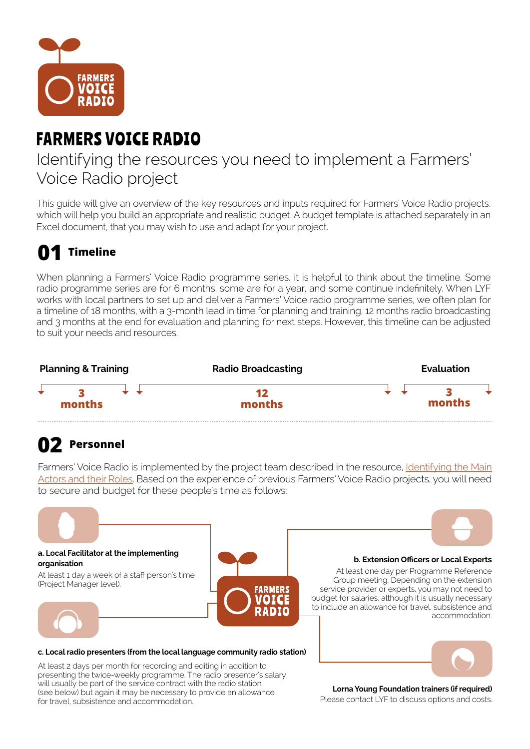# FARMERS VOICE RADIO

## Identifying the resources you need to implement a Farmers' Voice Radio project

This guide will give an overview of the key resources and inputs required for Farmers' Voice Radio projects, which will help you build an appropriate and realistic budget. A budget template is attached separately in an Excel document, that you may wish to use and adapt for your project.

## 01 Timeline

When planning a Farmers' Voice Radio programme series, it is helpful to think about the timeline. Some radio programme series are for 6 months, some are for a year, and some continue indefinitely. When LYF works with local partners to set up and deliver a Farmers' Voice radio programme series, we often plan for a timeline of 18 months, with a 3-month lead in time for planning and training, 12 months radio broadcasting and 3 months at the end for evaluation and planning for next steps. However, this timeline can be adjusted to suit your needs and resources.

| Planning & Training | Radio Broadcasting | Evaluation |
|---|---|---|
| 3 months | 12 months | 3 months |

## 02 Personnel

Farmers' Voice Radio is implemented by the project team described in the resource, Identifying the Main Actors and their Roles. Based on the experience of previous Farmers' Voice Radio projects, you will need to secure and budget for these people's time as follows:

**a. Local Facilitator at the implementing organisation**

At least 1 day a week of a staff person's time (Project Manager level).

**b. Extension Officers or Local Experts**

At least one day per Programme Reference Group meeting. Depending on the extension service provider or experts, you may not need to budget for salaries, although it is usually necessary to include an allowance for travel, subsistence and accommodation.

**c. Local radio presenters (from the local language community radio station)**

At least 2 days per month for recording and editing in addition to presenting the twice-weekly programme. The radio presenter's salary will usually be part of the service contract with the radio station (see below) but again it may be necessary to provide an allowance for travel, subsistence and accommodation.

**Lorna Young Foundation trainers (if required)**

Please contact LYF to discuss options and costs.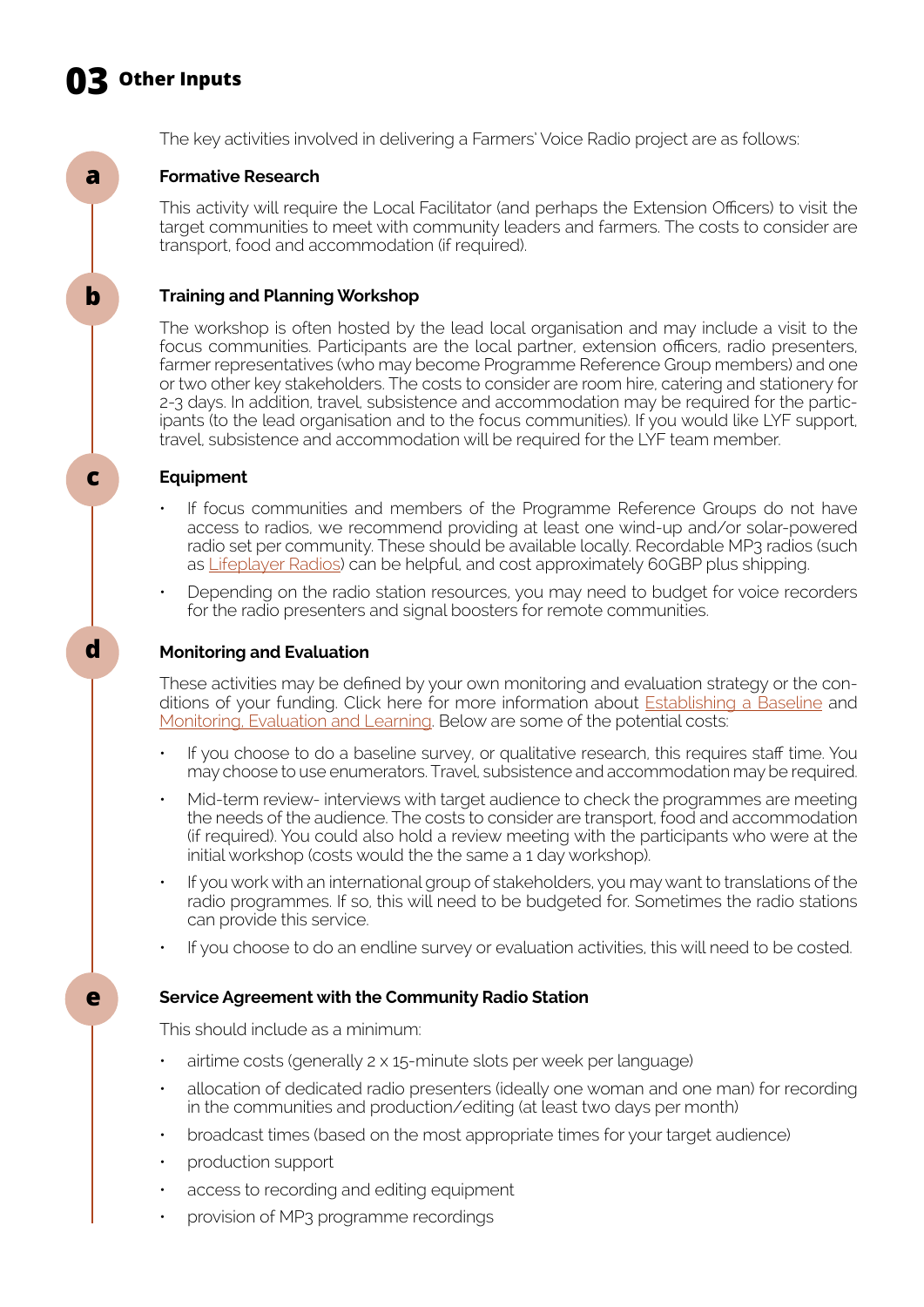# 03 Other Inputs

The key activities involved in delivering a Farmers' Voice Radio project are as follows:

### a Formative Research

This activity will require the Local Facilitator (and perhaps the Extension Officers) to visit the target communities to meet with community leaders and farmers. The costs to consider are transport, food and accommodation (if required).

### b Training and Planning Workshop

The workshop is often hosted by the lead local organisation and may include a visit to the focus communities. Participants are the local partner, extension officers, radio presenters, farmer representatives (who may become Programme Reference Group members) and one or two other key stakeholders. The costs to consider are room hire, catering and stationery for 2-3 days. In addition, travel, subsistence and accommodation may be required for the participants (to the lead organisation and to the focus communities). If you would like LYF support, travel, subsistence and accommodation will be required for the LYF team member.

### c Equipment

- If focus communities and members of the Programme Reference Groups do not have access to radios, we recommend providing at least one wind-up and/or solar-powered radio set per community. These should be available locally. Recordable MP3 radios (such as Lifeplayer Radios) can be helpful, and cost approximately 60GBP plus shipping.
- Depending on the radio station resources, you may need to budget for voice recorders for the radio presenters and signal boosters for remote communities.

### d Monitoring and Evaluation

These activities may be defined by your own monitoring and evaluation strategy or the conditions of your funding. Click here for more information about Establishing a Baseline and Monitoring, Evaluation and Learning. Below are some of the potential costs:

- If you choose to do a baseline survey, or qualitative research, this requires staff time. You may choose to use enumerators. Travel, subsistence and accommodation may be required.
- Mid-term review- interviews with target audience to check the programmes are meeting the needs of the audience. The costs to consider are transport, food and accommodation (if required). You could also hold a review meeting with the participants who were at the initial workshop (costs would the the same a 1 day workshop).
- If you work with an international group of stakeholders, you may want to translations of the radio programmes. If so, this will need to be budgeted for. Sometimes the radio stations can provide this service.
- If you choose to do an endline survey or evaluation activities, this will need to be costed.

### e Service Agreement with the Community Radio Station

This should include as a minimum:

- airtime costs (generally 2 x 15-minute slots per week per language)
- allocation of dedicated radio presenters (ideally one woman and one man) for recording in the communities and production/editing (at least two days per month)
- broadcast times (based on the most appropriate times for your target audience)
- production support
- access to recording and editing equipment
- provision of MP3 programme recordings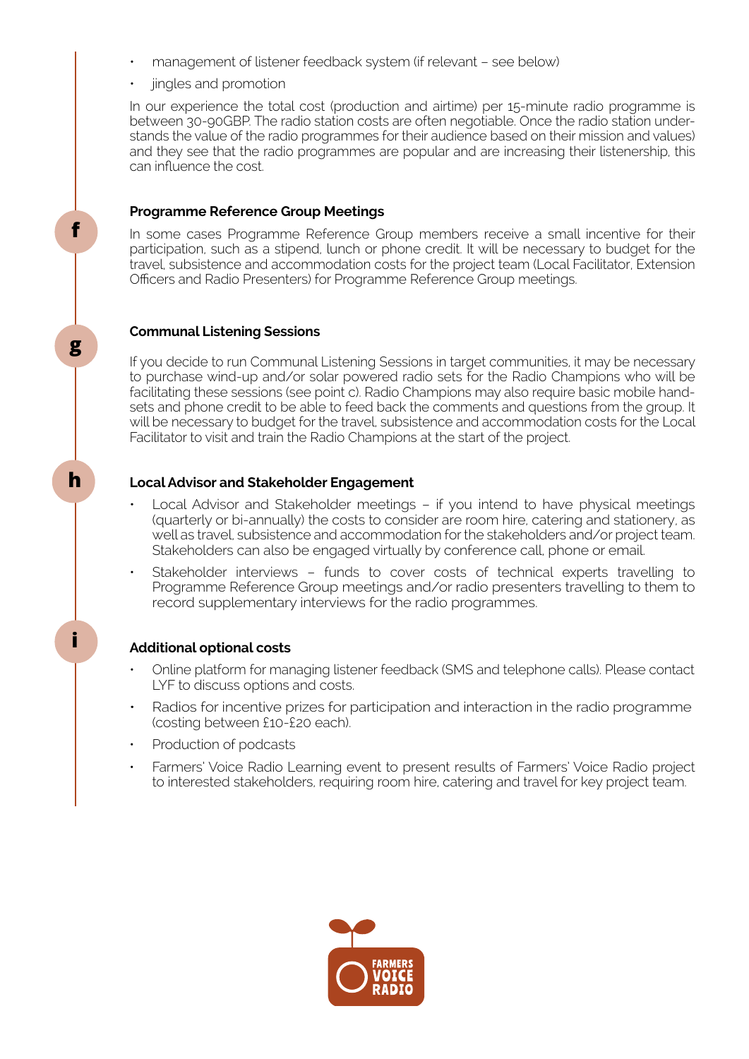- management of listener feedback system (if relevant – see below)
- jingles and promotion

In our experience the total cost (production and airtime) per 15-minute radio programme is between 30-90GBP. The radio station costs are often negotiable. Once the radio station understands the value of the radio programmes for their audience based on their mission and values) and they see that the radio programmes are popular and are increasing their listenership, this can influence the cost.

**f**

### Programme Reference Group Meetings

In some cases Programme Reference Group members receive a small incentive for their participation, such as a stipend, lunch or phone credit. It will be necessary to budget for the travel, subsistence and accommodation costs for the project team (Local Facilitator, Extension Officers and Radio Presenters) for Programme Reference Group meetings.

**g**

### Communal Listening Sessions

If you decide to run Communal Listening Sessions in target communities, it may be necessary to purchase wind-up and/or solar powered radio sets for the Radio Champions who will be facilitating these sessions (see point c). Radio Champions may also require basic mobile handsets and phone credit to be able to feed back the comments and questions from the group. It will be necessary to budget for the travel, subsistence and accommodation costs for the Local Facilitator to visit and train the Radio Champions at the start of the project.

**h**

### Local Advisor and Stakeholder Engagement

- Local Advisor and Stakeholder meetings – if you intend to have physical meetings (quarterly or bi-annually) the costs to consider are room hire, catering and stationery, as well as travel, subsistence and accommodation for the stakeholders and/or project team. Stakeholders can also be engaged virtually by conference call, phone or email.
- Stakeholder interviews – funds to cover costs of technical experts travelling to Programme Reference Group meetings and/or radio presenters travelling to them to record supplementary interviews for the radio programmes.

**i**

### Additional optional costs

- Online platform for managing listener feedback (SMS and telephone calls). Please contact LYF to discuss options and costs.
- Radios for incentive prizes for participation and interaction in the radio programme (costing between £10-£20 each).
- Production of podcasts
- Farmers' Voice Radio Learning event to present results of Farmers' Voice Radio project to interested stakeholders, requiring room hire, catering and travel for key project team.

FARMERS VOICE RADIO